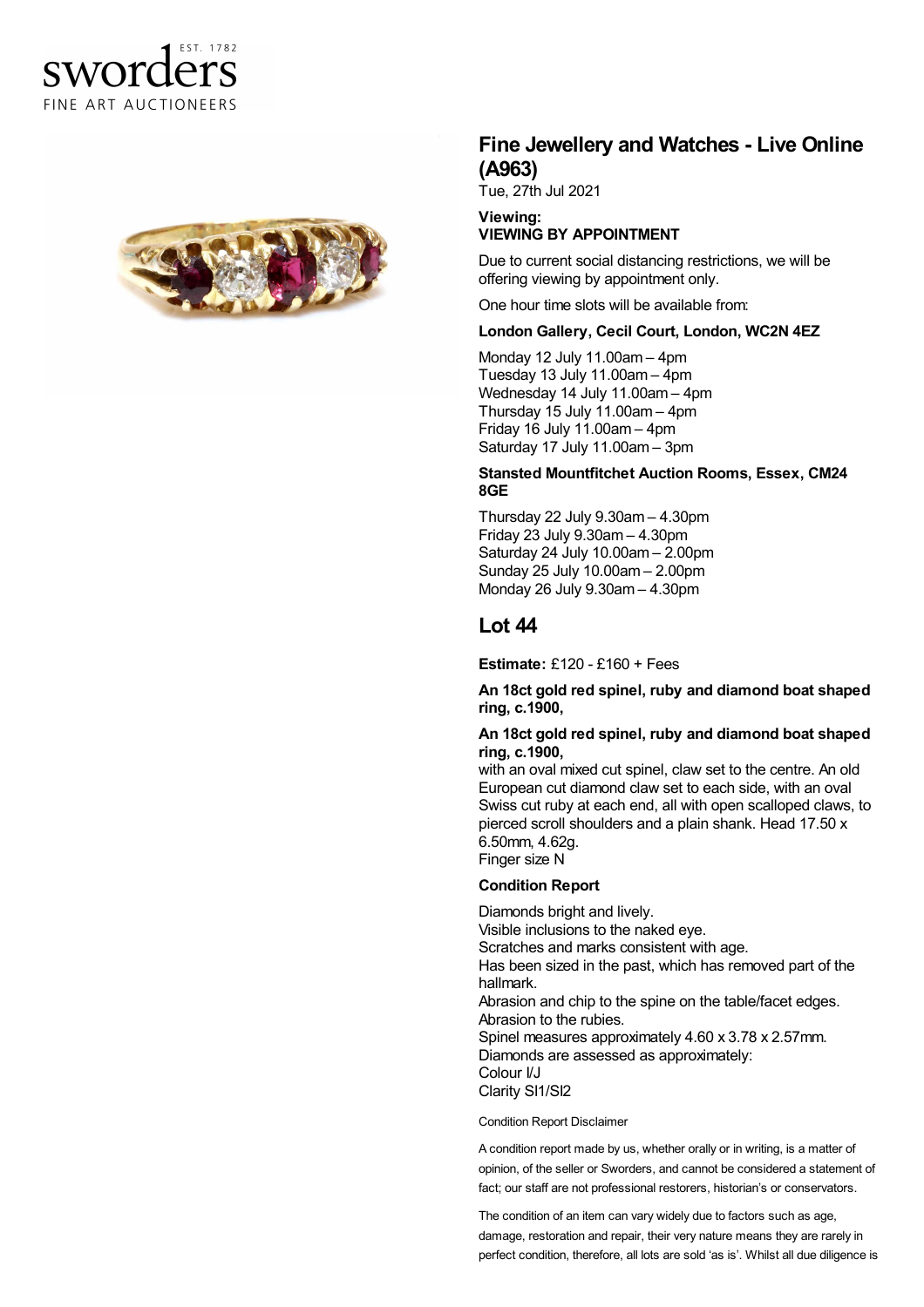sworders EST. 1782 FINE ART AUCTIONEERS

## Fine Jewellery and Watches - Live Online (A963)

Tue, 27th Jul 2021

**Viewing:**
**VIEWING BY APPOINTMENT**

Due to current social distancing restrictions, we will be offering viewing by appointment only.

One hour time slots will be available from:

**London Gallery, Cecil Court, London, WC2N 4EZ**

Monday 12 July 11.00am – 4pm
Tuesday 13 July 11.00am – 4pm
Wednesday 14 July 11.00am – 4pm
Thursday 15 July 11.00am – 4pm
Friday 16 July 11.00am – 4pm
Saturday 17 July 11.00am – 3pm

**Stansted Mountfitchet Auction Rooms, Essex, CM24 8GE**

Thursday 22 July 9.30am – 4.30pm
Friday 23 July 9.30am – 4.30pm
Saturday 24 July 10.00am – 2.00pm
Sunday 25 July 10.00am – 2.00pm
Monday 26 July 9.30am – 4.30pm

## Lot 44

**Estimate:** £120 - £160 + Fees

**An 18ct gold red spinel, ruby and diamond boat shaped ring, c.1900,**

**An 18ct gold red spinel, ruby and diamond boat shaped ring, c.1900,**
with an oval mixed cut spinel, claw set to the centre. An old European cut diamond claw set to each side, with an oval Swiss cut ruby at each end, all with open scalloped claws, to pierced scroll shoulders and a plain shank. Head 17.50 x 6.50mm, 4.62g.
Finger size N

**Condition Report**

Diamonds bright and lively.
Visible inclusions to the naked eye.
Scratches and marks consistent with age.
Has been sized in the past, which has removed part of the hallmark.
Abrasion and chip to the spine on the table/facet edges.
Abrasion to the rubies.
Spinel measures approximately 4.60 x 3.78 x 2.57mm.
Diamonds are assessed as approximately:
Colour I/J
Clarity SI1/SI2

Condition Report Disclaimer

A condition report made by us, whether orally or in writing, is a matter of opinion, of the seller or Sworders, and cannot be considered a statement of fact; our staff are not professional restorers, historian's or conservators.

The condition of an item can vary widely due to factors such as age, damage, restoration and repair, their very nature means they are rarely in perfect condition, therefore, all lots are sold 'as is'. Whilst all due diligence is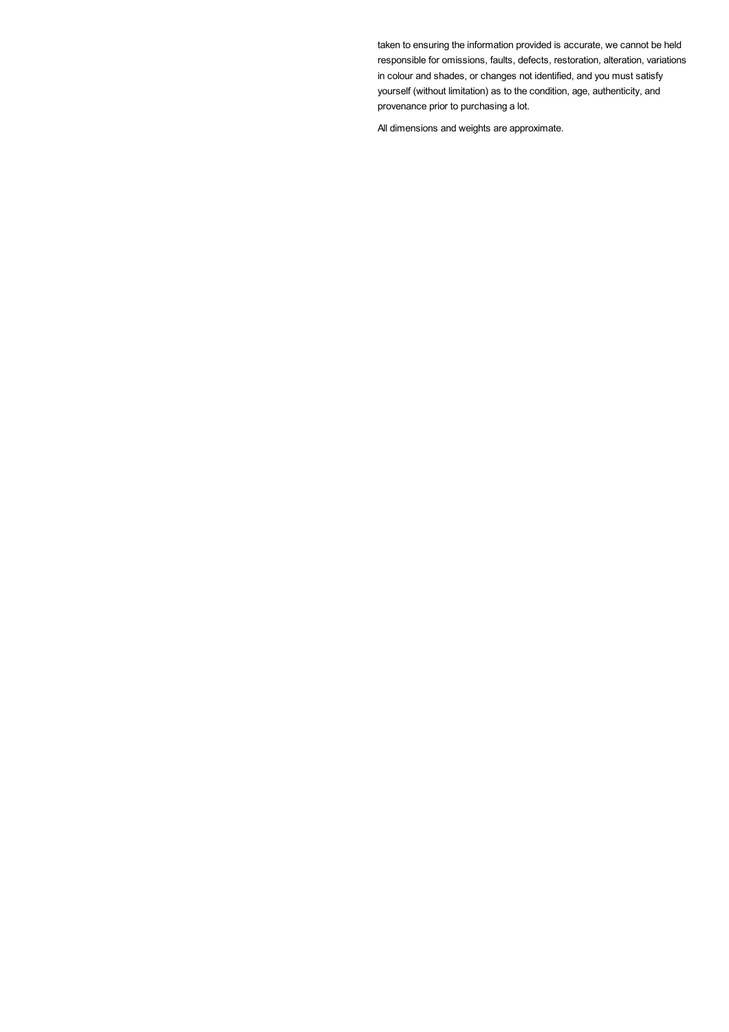taken to ensuring the information provided is accurate, we cannot be held responsible for omissions, faults, defects, restoration, alteration, variations in colour and shades, or changes not identified, and you must satisfy yourself (without limitation) as to the condition, age, authenticity, and provenance prior to purchasing a lot.

All dimensions and weights are approximate.